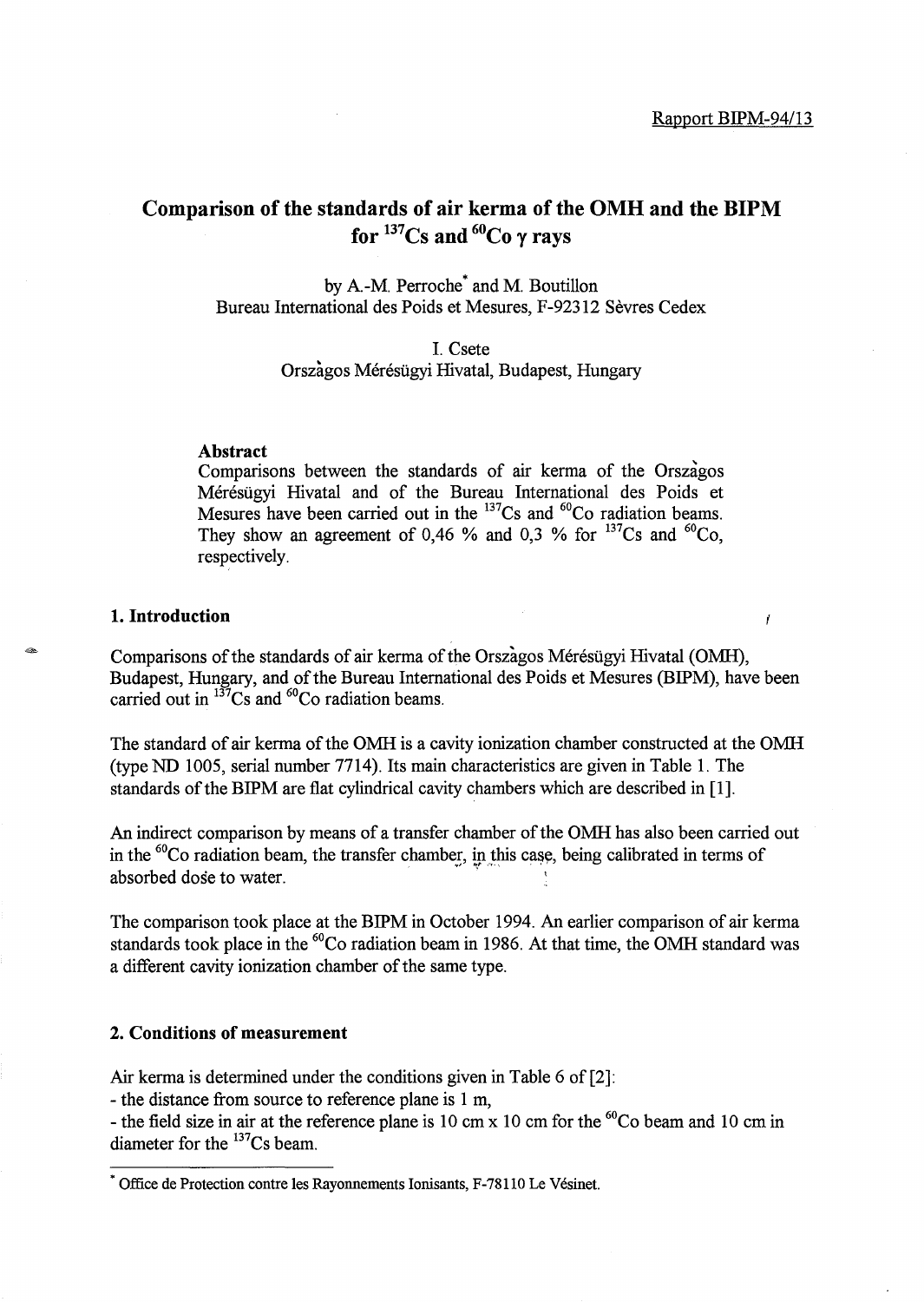Rapport BIPM-94/13

# Comparison of the standards of air kerma of the OMH and the BIPM for $^{137}$Cs and $^{60}$Co γ rays

by A.-M. Perroche* and M. Boutillon
Bureau International des Poids et Mesures, F-92312 Sèvres Cedex

I. Csete
Orszàgos Mérésügyi Hivatal, Budapest, Hungary

**Abstract**

Comparisons between the standards of air kerma of the Orszàgos Mérésügyi Hivatal and of the Bureau International des Poids et Mesures have been carried out in the $^{137}$Cs and $^{60}$Co radiation beams. They show an agreement of 0,46 % and 0,3 % for $^{137}$Cs and $^{60}$Co, respectively.

## 1. Introduction

Comparisons of the standards of air kerma of the Orszàgos Mérésügyi Hivatal (OMH), Budapest, Hungary, and of the Bureau International des Poids et Mesures (BIPM), have been carried out in $^{137}$Cs and $^{60}$Co radiation beams.

The standard of air kerma of the OMH is a cavity ionization chamber constructed at the OMH (type ND 1005, serial number 7714). Its main characteristics are given in Table 1. The standards of the BIPM are flat cylindrical cavity chambers which are described in [1].

An indirect comparison by means of a transfer chamber of the OMH has also been carried out in the $^{60}$Co radiation beam, the transfer chamber, in this case, being calibrated in terms of absorbed dose to water.

The comparison took place at the BIPM in October 1994. An earlier comparison of air kerma standards took place in the $^{60}$Co radiation beam in 1986. At that time, the OMH standard was a different cavity ionization chamber of the same type.

## 2. Conditions of measurement

Air kerma is determined under the conditions given in Table 6 of [2]:

- the distance from source to reference plane is 1 m,
- the field size in air at the reference plane is 10 cm x 10 cm for the $^{60}$Co beam and 10 cm in diameter for the $^{137}$Cs beam.

* Office de Protection contre les Rayonnements Ionisants, F-78110 Le Vésinet.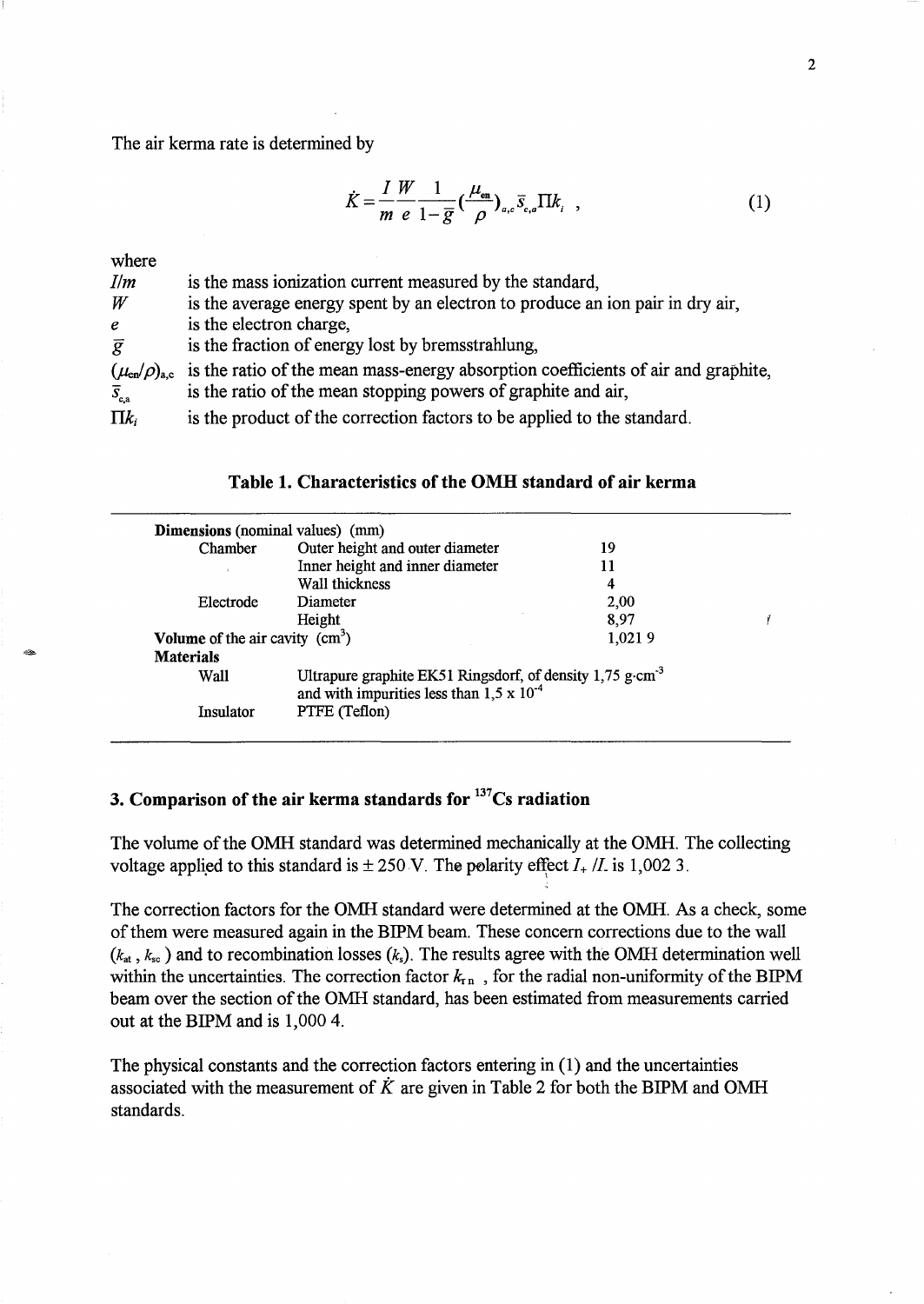The air kerma rate is determined by

$$\dot{K} = \frac{I}{m}\frac{W}{e}\frac{1}{1-\bar{g}}\left(\frac{\mu_{en}}{\rho}\right)_{a,c}\bar{s}_{c,a}\Pi k_i \; , \tag{1}$$

where

| | |
|---|---|
| $I/m$ | is the mass ionization current measured by the standard, |
| $W$ | is the average energy spent by an electron to produce an ion pair in dry air, |
| $e$ | is the electron charge, |
| $\bar{g}$ | is the fraction of energy lost by bremsstrahlung, |
| $(\mu_{en}/\rho)_{a,c}$ | is the ratio of the mean mass-energy absorption coefficients of air and graphite, |
| $\bar{s}_{c,a}$ | is the ratio of the mean stopping powers of graphite and air, |
| $\Pi k_i$ | is the product of the correction factors to be applied to the standard. |

**Table 1. Characteristics of the OMH standard of air kerma**

| **Dimensions** (nominal values) (mm) | | |
|---|---|---|
| Chamber | Outer height and outer diameter | 19 |
| | Inner height and inner diameter | 11 |
| | Wall thickness | 4 |
| Electrode | Diameter | 2,00 |
| | Height | 8,97 |
| **Volume** of the air cavity (cm$^3$) | | 1,021 9 |
| **Materials** | | |
| Wall | Ultrapure graphite EK51 Ringsdorf, of density 1,75 g·cm$^{-3}$ and with impurities less than 1,5 x 10$^{-4}$ | |
| Insulator | PTFE (Teflon) | |

## 3. Comparison of the air kerma standards for $^{137}$Cs radiation

The volume of the OMH standard was determined mechanically at the OMH. The collecting voltage applied to this standard is ± 250 V. The polarity effect $I_+ / I_-$ is 1,002 3.

The correction factors for the OMH standard were determined at the OMH. As a check, some of them were measured again in the BIPM beam. These concern corrections due to the wall ($k_{at}$ , $k_{sc}$ ) and to recombination losses ($k_s$). The results agree with the OMH determination well within the uncertainties. The correction factor $k_{rn}$ , for the radial non-uniformity of the BIPM beam over the section of the OMH standard, has been estimated from measurements carried out at the BIPM and is 1,000 4.

The physical constants and the correction factors entering in (1) and the uncertainties associated with the measurement of $\dot{K}$ are given in Table 2 for both the BIPM and OMH standards.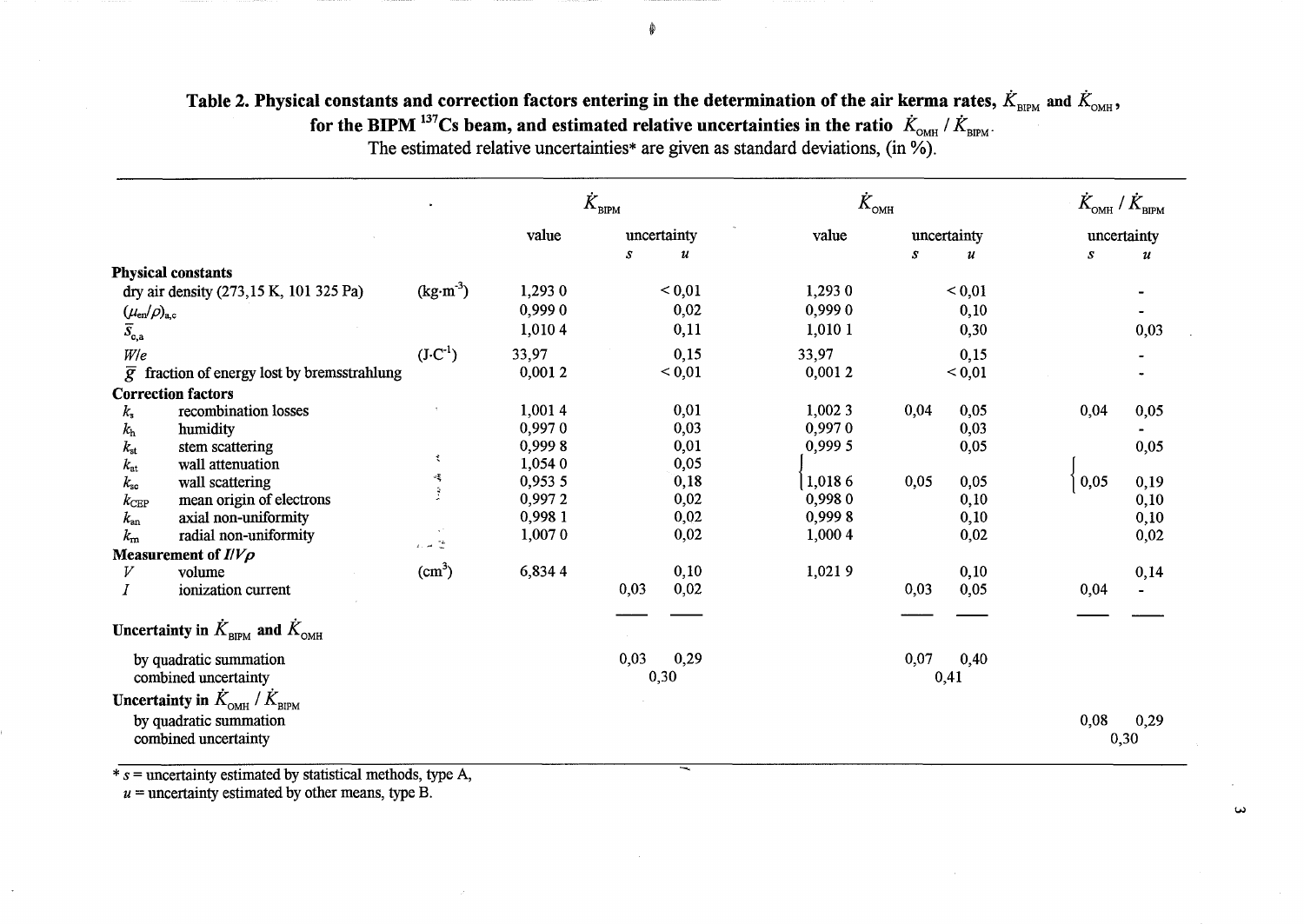**Table 2. Physical constants and correction factors entering in the determination of the air kerma rates, $\dot{K}_{BIPM}$ and $\dot{K}_{OMH}$, for the BIPM $^{137}$Cs beam, and estimated relative uncertainties in the ratio $\dot{K}_{OMH} / \dot{K}_{BIPM}$.**

The estimated relative uncertainties* are given as standard deviations, (in %).

| | | | $\dot{K}_{BIPM}$ | | | $\dot{K}_{OMH}$ | | | $\dot{K}_{OMH} / \dot{K}_{BIPM}$ | |
|---|---|---|---|---|---|---|---|---|---|---|
| | | | value | uncertainty | | value | uncertainty | | uncertainty | |
| | | | | $s$ | $u$ | | $s$ | $u$ | $s$ | $u$ |
| **Physical constants** | | | | | | | | | | |
| dry air density (273,15 K, 101 325 Pa) | | (kg·m$^{-3}$) | 1,293 0 | | < 0,01 | 1,293 0 | | < 0,01 | | - |
| $(\mu_{en}/\rho)_{a,c}$ | | | 0,999 0 | | 0,02 | 0,999 0 | | 0,10 | | - |
| $\bar{s}_{c,a}$ | | | 1,010 4 | | 0,11 | 1,010 1 | | 0,30 | | 0,03 |
| $W/e$ | | (J·C$^{-1}$) | 33,97 | | 0,15 | 33,97 | | 0,15 | | - |
| $\bar{g}$ | fraction of energy lost by bremsstrahlung | | 0,001 2 | | < 0,01 | 0,001 2 | | < 0,01 | | - |
| **Correction factors** | | | | | | | | | | |
| $k_s$ | recombination losses | | 1,001 4 | | 0,01 | 1,002 3 | 0,04 | 0,05 | 0,04 | 0,05 |
| $k_h$ | humidity | | 0,997 0 | | 0,03 | 0,997 0 | | 0,03 | | - |
| $k_{st}$ | stem scattering | | 0,999 8 | | 0,01 | 0,999 5 | | 0,05 | | 0,05 |
| $k_{at}$ | wall attenuation | | 1,054 0 | | 0,05 | | | | | |
| $k_{sc}$ | wall scattering | | 0,953 5 | | 0,18 | 1,018 6 | 0,05 | 0,05 | 0,05 | 0,19 |
| $k_{CEP}$ | mean origin of electrons | | 0,997 2 | | 0,02 | 0,998 0 | | 0,10 | | 0,10 |
| $k_{an}$ | axial non-uniformity | | 0,998 1 | | 0,02 | 0,999 8 | | 0,10 | | 0,10 |
| $k_{rn}$ | radial non-uniformity | | 1,007 0 | | 0,02 | 1,000 4 | | 0,02 | | 0,02 |
| **Measurement of $I/V\rho$** | | | | | | | | | | |
| $V$ | volume | (cm$^3$) | 6,834 4 | | 0,10 | 1,021 9 | | 0,10 | | 0,14 |
| $I$ | ionization current | | | 0,03 | 0,02 | | 0,03 | 0,05 | 0,04 | - |
| **Uncertainty in $\dot{K}_{BIPM}$ and $\dot{K}_{OMH}$** | | | | | | | | | | |
| by quadratic summation | | | | 0,03 | 0,29 | | 0,07 | 0,40 | | |
| combined uncertainty | | | | 0,30 | | | 0,41 | | | |
| **Uncertainty in $\dot{K}_{OMH} / \dot{K}_{BIPM}$** | | | | | | | | | | |
| by quadratic summation | | | | | | | | | 0,08 | 0,29 |
| combined uncertainty | | | | | | | | | 0,30 | |

\* $s$ = uncertainty estimated by statistical methods, type A,
$u$ = uncertainty estimated by other means, type B.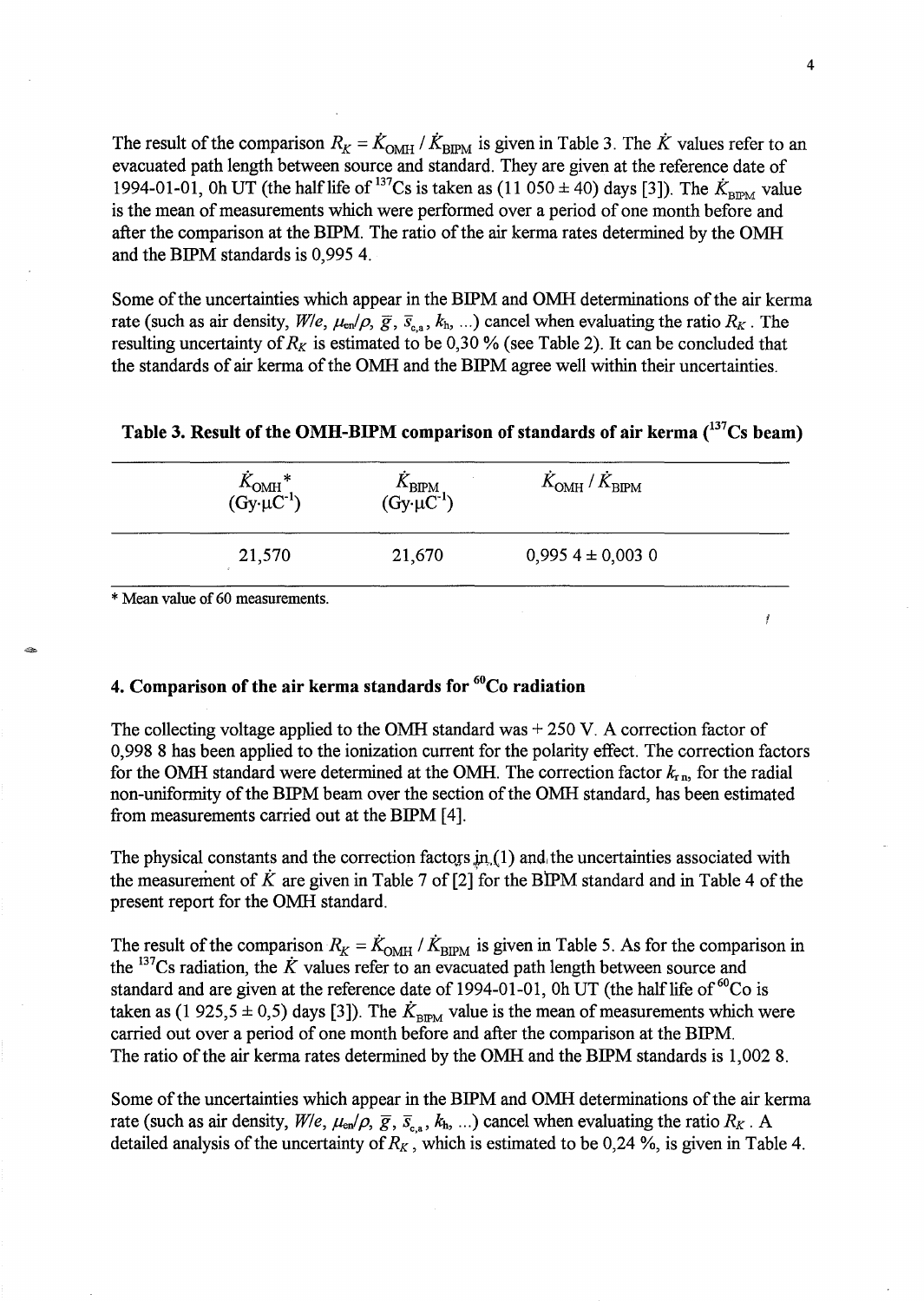The result of the comparison $R_K = \dot{K}_{\mathrm{OMH}} / \dot{K}_{\mathrm{BIPM}}$ is given in Table 3. The $\dot{K}$ values refer to an evacuated path length between source and standard. They are given at the reference date of 1994-01-01, 0h UT (the half life of $^{137}$Cs is taken as (11 050 ± 40) days [3]). The $\dot{K}_{\mathrm{BIPM}}$ value is the mean of measurements which were performed over a period of one month before and after the comparison at the BIPM. The ratio of the air kerma rates determined by the OMH and the BIPM standards is 0,995 4.

Some of the uncertainties which appear in the BIPM and OMH determinations of the air kerma rate (such as air density, $W/e$, $\mu_{\mathrm{en}}/\rho$, $\bar{g}$, $\bar{s}_{\mathrm{c,a}}$, $k_{\mathrm{h}}$, ...) cancel when evaluating the ratio $R_K$. The resulting uncertainty of $R_K$ is estimated to be 0,30 % (see Table 2). It can be concluded that the standards of air kerma of the OMH and the BIPM agree well within their uncertainties.

**Table 3. Result of the OMH-BIPM comparison of standards of air kerma ($^{137}$Cs beam)**

| $\dot{K}_{\mathrm{OMH}}$* (Gy·µC$^{-1}$) | $\dot{K}_{\mathrm{BIPM}}$ (Gy·µC$^{-1}$) | $\dot{K}_{\mathrm{OMH}} / \dot{K}_{\mathrm{BIPM}}$ |
|---|---|---|
| 21,570 | 21,670 | 0,995 4 ± 0,003 0 |

\* Mean value of 60 measurements.

## 4. Comparison of the air kerma standards for $^{60}$Co radiation

The collecting voltage applied to the OMH standard was + 250 V. A correction factor of 0,998 8 has been applied to the ionization current for the polarity effect. The correction factors for the OMH standard were determined at the OMH. The correction factor $k_{\mathrm{rn}}$, for the radial non-uniformity of the BIPM beam over the section of the OMH standard, has been estimated from measurements carried out at the BIPM [4].

The physical constants and the correction factors in (1) and the uncertainties associated with the measurement of $\dot{K}$ are given in Table 7 of [2] for the BIPM standard and in Table 4 of the present report for the OMH standard.

The result of the comparison $R_K = \dot{K}_{\mathrm{OMH}} / \dot{K}_{\mathrm{BIPM}}$ is given in Table 5. As for the comparison in the $^{137}$Cs radiation, the $\dot{K}$ values refer to an evacuated path length between source and standard and are given at the reference date of 1994-01-01, 0h UT (the half life of $^{60}$Co is taken as (1 925,5 ± 0,5) days [3]). The $\dot{K}_{\mathrm{BIPM}}$ value is the mean of measurements which were carried out over a period of one month before and after the comparison at the BIPM. The ratio of the air kerma rates determined by the OMH and the BIPM standards is 1,002 8.

Some of the uncertainties which appear in the BIPM and OMH determinations of the air kerma rate (such as air density, $W/e$, $\mu_{\mathrm{en}}/\rho$, $\bar{g}$, $\bar{s}_{\mathrm{c,a}}$, $k_{\mathrm{h}}$, ...) cancel when evaluating the ratio $R_K$. A detailed analysis of the uncertainty of $R_K$, which is estimated to be 0,24 %, is given in Table 4.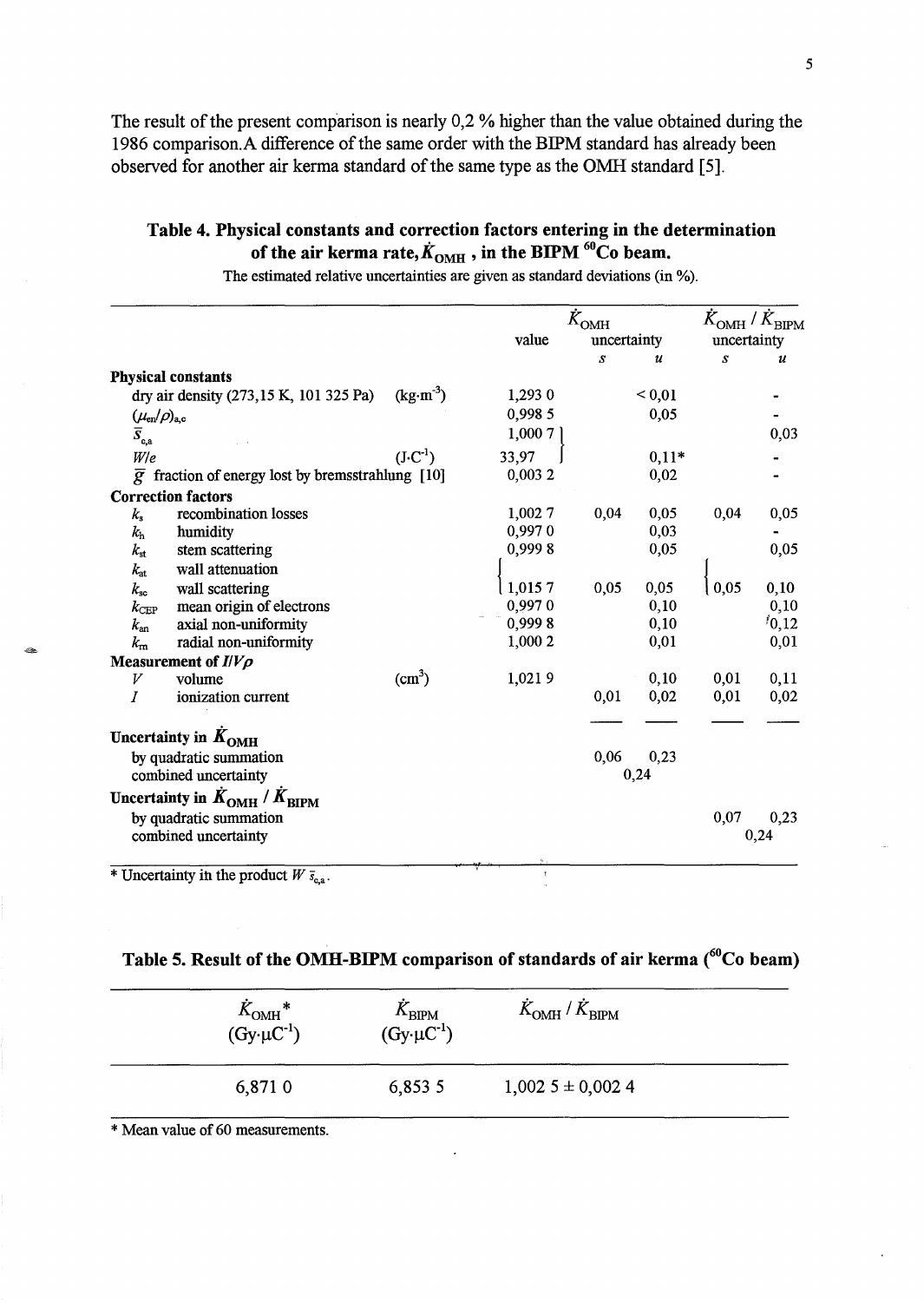The result of the present comparison is nearly 0,2 % higher than the value obtained during the 1986 comparison. A difference of the same order with the BIPM standard has already been observed for another air kerma standard of the same type as the OMH standard [5].

**Table 4. Physical constants and correction factors entering in the determination of the air kerma rate, $\dot{K}_{OMH}$ , in the BIPM $^{60}$Co beam.**

The estimated relative uncertainties are given as standard deviations (in %).

| | | value | $\dot{K}_{OMH}$ uncertainty | | $\dot{K}_{OMH} / \dot{K}_{BIPM}$ uncertainty | |
|---|---|---|---|---|---|---|
| | | | $s$ | $u$ | $s$ | $u$ |
| **Physical constants** | | | | | | |
| dry air density (273,15 K, 101 325 Pa) | (kg·m$^{-3}$) | 1,293 0 | | < 0,01 | | - |
| $(\mu_{en}/\rho)_{a,c}$ | | 0,998 5 | | 0,05 | | - |
| $\bar{s}_{c,a}$ | | 1,000 7 | | | | 0,03 |
| $W/e$ | (J·C$^{-1}$) | 33,97 | | 0,11* | | - |
| $\bar{g}$ fraction of energy lost by bremsstrahlung [10] | | 0,003 2 | | 0,02 | | - |
| **Correction factors** | | | | | | |
| $k_s$ recombination losses | | 1,002 7 | 0,04 | 0,05 | 0,04 | 0,05 |
| $k_h$ humidity | | 0,997 0 | | 0,03 | | - |
| $k_{st}$ stem scattering | | 0,999 8 | | 0,05 | | 0,05 |
| $k_{at}$ wall attenuation | | | | | | |
| $k_{sc}$ wall scattering | | 1,015 7 | 0,05 | 0,05 | 0,05 | 0,10 |
| $k_{CEP}$ mean origin of electrons | | 0,997 0 | | 0,10 | | 0,10 |
| $k_{an}$ axial non-uniformity | | 0,999 8 | | 0,10 | | 0,12 |
| $k_{rn}$ radial non-uniformity | | 1,000 2 | | 0,01 | | 0,01 |
| **Measurement of $I/V\rho$** | | | | | | |
| $V$ volume | (cm$^3$) | 1,021 9 | | 0,10 | 0,01 | 0,11 |
| $I$ ionization current | | | 0,01 | 0,02 | 0,01 | 0,02 |
| **Uncertainty in $\dot{K}_{OMH}$** | | | | | | |
| by quadratic summation | | | 0,06 | 0,23 | | |
| combined uncertainty | | | 0,24 | | | |
| **Uncertainty in $\dot{K}_{OMH} / \dot{K}_{BIPM}$** | | | | | | |
| by quadratic summation | | | | | 0,07 | 0,23 |
| combined uncertainty | | | | | 0,24 | |

\* Uncertainty in the product $W\,\bar{s}_{c,a}$.

**Table 5. Result of the OMH-BIPM comparison of standards of air kerma ($^{60}$Co beam)**

| $\dot{K}_{OMH}$* (Gy·µC$^{-1}$) | $\dot{K}_{BIPM}$ (Gy·µC$^{-1}$) | $\dot{K}_{OMH} / \dot{K}_{BIPM}$ |
|---|---|---|
| 6,871 0 | 6,853 5 | 1,002 5 ± 0,002 4 |

\* Mean value of 60 measurements.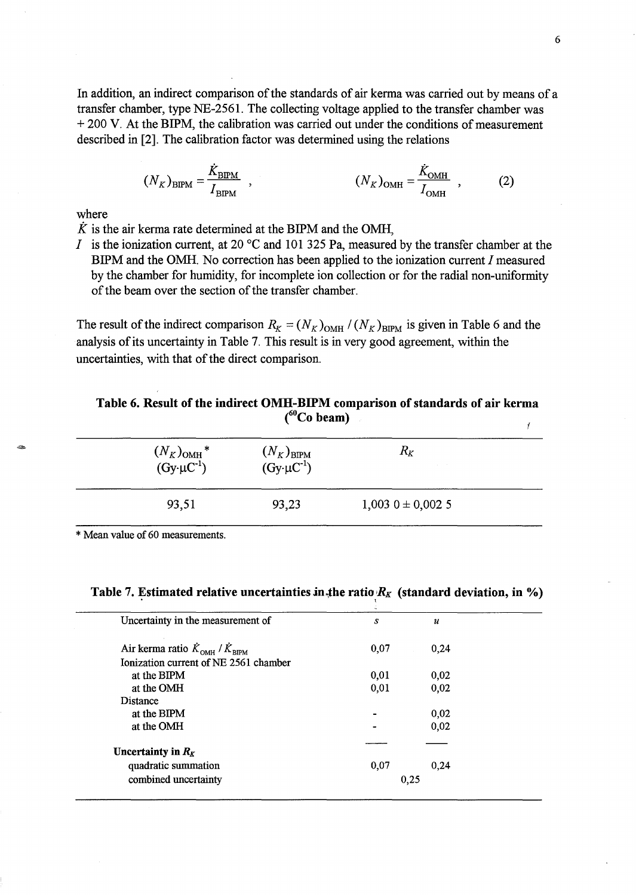In addition, an indirect comparison of the standards of air kerma was carried out by means of a transfer chamber, type NE-2561. The collecting voltage applied to the transfer chamber was + 200 V. At the BIPM, the calibration was carried out under the conditions of measurement described in [2]. The calibration factor was determined using the relations

$$(N_K)_{\mathrm{BIPM}} = \frac{\dot{K}_{\mathrm{BIPM}}}{I_{\mathrm{BIPM}}} , \qquad (N_K)_{\mathrm{OMH}} = \frac{\dot{K}_{\mathrm{OMH}}}{I_{\mathrm{OMH}}} , \qquad (2)$$

where

$\dot{K}$ is the air kerma rate determined at the BIPM and the OMH,

$I$ is the ionization current, at 20 °C and 101 325 Pa, measured by the transfer chamber at the BIPM and the OMH. No correction has been applied to the ionization current $I$ measured by the chamber for humidity, for incomplete ion collection or for the radial non-uniformity of the beam over the section of the transfer chamber.

The result of the indirect comparison $R_K = (N_K)_{\mathrm{OMH}} / (N_K)_{\mathrm{BIPM}}$ is given in Table 6 and the analysis of its uncertainty in Table 7. This result is in very good agreement, within the uncertainties, with that of the direct comparison.

**Table 6. Result of the indirect OMH-BIPM comparison of standards of air kerma ($^{60}$Co beam)**

| $(N_K)_{\mathrm{OMH}}$ * ($\mathrm{Gy{\cdot}\mu C^{-1}}$) | $(N_K)_{\mathrm{BIPM}}$ ($\mathrm{Gy{\cdot}\mu C^{-1}}$) | $R_K$ |
|---|---|---|
| 93,51 | 93,23 | 1,003 0 ± 0,002 5 |

\* Mean value of 60 measurements.

**Table 7. Estimated relative uncertainties in the ratio $R_K$ (standard deviation, in %)**

| Uncertainty in the measurement of | $s$ | $u$ |
|---|---|---|
| Air kerma ratio $\dot{K}_{\mathrm{OMH}} / \dot{K}_{\mathrm{BIPM}}$ | 0,07 | 0,24 |
| Ionization current of NE 2561 chamber | | |
| at the BIPM | 0,01 | 0,02 |
| at the OMH | 0,01 | 0,02 |
| Distance | | |
| at the BIPM | - | 0,02 |
| at the OMH | - | 0,02 |
| **Uncertainty in $R_K$** | | |
| quadratic summation | 0,07 | 0,24 |
| combined uncertainty | 0,25 | |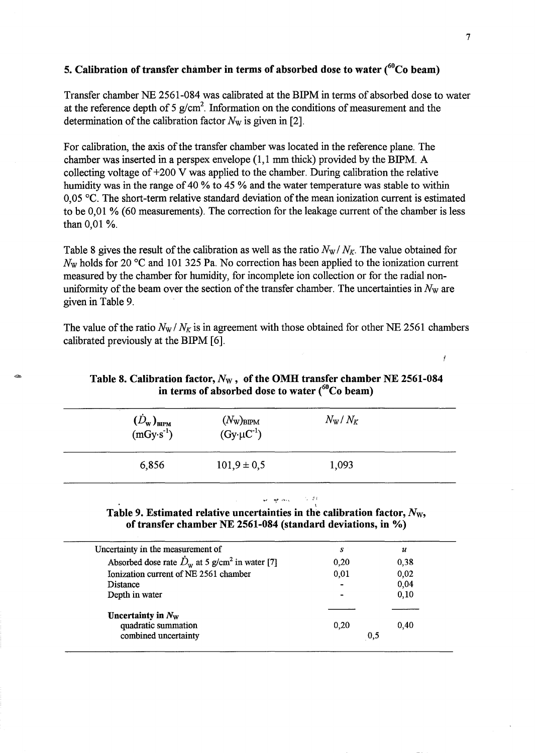## 5. Calibration of transfer chamber in terms of absorbed dose to water ($^{60}$Co beam)

Transfer chamber NE 2561-084 was calibrated at the BIPM in terms of absorbed dose to water at the reference depth of 5 g/cm$^2$. Information on the conditions of measurement and the determination of the calibration factor $N_W$ is given in [2].

For calibration, the axis of the transfer chamber was located in the reference plane. The chamber was inserted in a perspex envelope (1,1 mm thick) provided by the BIPM. A collecting voltage of +200 V was applied to the chamber. During calibration the relative humidity was in the range of 40 % to 45 % and the water temperature was stable to within 0,05 °C. The short-term relative standard deviation of the mean ionization current is estimated to be 0,01 % (60 measurements). The correction for the leakage current of the chamber is less than 0,01 %.

Table 8 gives the result of the calibration as well as the ratio $N_W / N_K$. The value obtained for $N_W$ holds for 20 °C and 101 325 Pa. No correction has been applied to the ionization current measured by the chamber for humidity, for incomplete ion collection or for the radial non-uniformity of the beam over the section of the transfer chamber. The uncertainties in $N_W$ are given in Table 9.

The value of the ratio $N_W / N_K$ is in agreement with those obtained for other NE 2561 chambers calibrated previously at the BIPM [6].

**Table 8. Calibration factor, $N_W$, of the OMH transfer chamber NE 2561-084 in terms of absorbed dose to water ($^{60}$Co beam)**

| $(\dot{D}_W)_{BIPM}$ (mGy·s$^{-1}$) | $(N_W)_{BIPM}$ (Gy·μC$^{-1}$) | $N_W / N_K$ |
|---|---|---|
| 6,856 | 101,9 ± 0,5 | 1,093 |

**Table 9. Estimated relative uncertainties in the calibration factor, $N_W$, of transfer chamber NE 2561-084 (standard deviations, in %)**

| Uncertainty in the measurement of | $s$ | $u$ |
|---|---|---|
| Absorbed dose rate $\dot{D}_W$ at 5 g/cm$^2$ in water [7] | 0,20 | 0,38 |
| Ionization current of NE 2561 chamber | 0,01 | 0,02 |
| Distance | - | 0,04 |
| Depth in water | - | 0,10 |
| **Uncertainty in $N_W$** | | |
| quadratic summation | 0,20 | 0,40 |
| combined uncertainty | 0,5 | |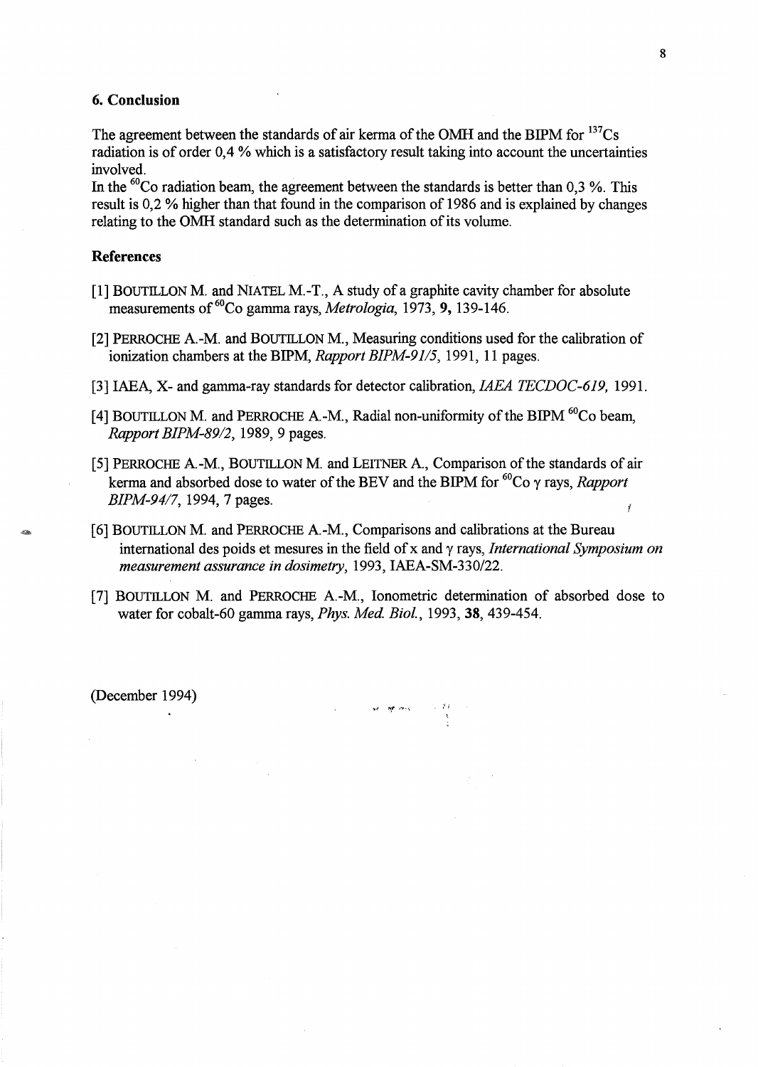## 6. Conclusion

The agreement between the standards of air kerma of the OMH and the BIPM for $^{137}Cs$ radiation is of order 0,4 % which is a satisfactory result taking into account the uncertainties involved.

In the $^{60}Co$ radiation beam, the agreement between the standards is better than 0,3 %. This result is 0,2 % higher than that found in the comparison of 1986 and is explained by changes relating to the OMH standard such as the determination of its volume.

## References

[1] BOUTILLON M. and NIATEL M.-T., A study of a graphite cavity chamber for absolute measurements of $^{60}Co$ gamma rays, *Metrologia*, 1973, **9,** 139-146.

[2] PERROCHE A.-M. and BOUTILLON M., Measuring conditions used for the calibration of ionization chambers at the BIPM, *Rapport BIPM-91/5*, 1991, 11 pages.

[3] IAEA, X- and gamma-ray standards for detector calibration, *IAEA TECDOC-619,* 1991.

[4] BOUTILLON M. and PERROCHE A.-M., Radial non-uniformity of the BIPM $^{60}Co$ beam, *Rapport BIPM-89/2*, 1989, 9 pages.

[5] PERROCHE A.-M., BOUTILLON M. and LEITNER A., Comparison of the standards of air kerma and absorbed dose to water of the BEV and the BIPM for $^{60}Co$ $\gamma$ rays, *Rapport BIPM-94/7*, 1994, 7 pages.

[6] BOUTILLON M. and PERROCHE A.-M., Comparisons and calibrations at the Bureau international des poids et mesures in the field of x and $\gamma$ rays, *International Symposium on measurement assurance in dosimetry,* 1993, IAEA-SM-330/22.

[7] BOUTILLON M. and PERROCHE A.-M., Ionometric determination of absorbed dose to water for cobalt-60 gamma rays, *Phys. Med. Biol.*, 1993, **38**, 439-454.

(December 1994)